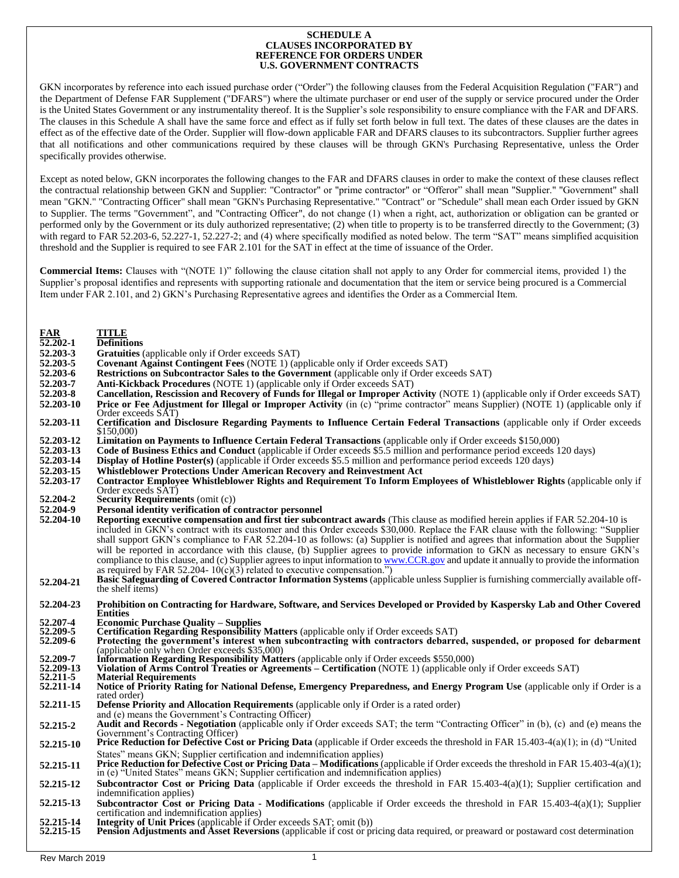# SCHEDULE A
## CLAUSES INCORPORATED BY REFERENCE FOR ORDERS UNDER U.S. GOVERNMENT CONTRACTS

GKN incorporates by reference into each issued purchase order ("Order") the following clauses from the Federal Acquisition Regulation ("FAR") and the Department of Defense FAR Supplement ("DFARS") where the ultimate purchaser or end user of the supply or service procured under the Order is the United States Government or any instrumentality thereof. It is the Supplier's sole responsibility to ensure compliance with the FAR and DFARS. The clauses in this Schedule A shall have the same force and effect as if fully set forth below in full text. The dates of these clauses are the dates in effect as of the effective date of the Order. Supplier will flow-down applicable FAR and DFARS clauses to its subcontractors. Supplier further agrees that all notifications and other communications required by these clauses will be through GKN's Purchasing Representative, unless the Order specifically provides otherwise.

Except as noted below, GKN incorporates the following changes to the FAR and DFARS clauses in order to make the context of these clauses reflect the contractual relationship between GKN and Supplier: "Contractor" or "prime contractor" or "Offeror" shall mean "Supplier." "Government" shall mean "GKN." "Contracting Officer" shall mean "GKN's Purchasing Representative." "Contract" or "Schedule" shall mean each Order issued by GKN to Supplier. The terms "Government", and "Contracting Officer", do not change (1) when a right, act, authorization or obligation can be granted or performed only by the Government or its duly authorized representative; (2) when title to property is to be transferred directly to the Government; (3) with regard to FAR 52.203-6, 52.227-1, 52.227-2; and (4) where specifically modified as noted below. The term "SAT" means simplified acquisition threshold and the Supplier is required to see FAR 2.101 for the SAT in effect at the time of issuance of the Order.

**Commercial Items:** Clauses with "(NOTE 1)" following the clause citation shall not apply to any Order for commercial items, provided 1) the Supplier's proposal identifies and represents with supporting rationale and documentation that the item or service being procured is a Commercial Item under FAR 2.101, and 2) GKN's Purchasing Representative agrees and identifies the Order as a Commercial Item.

| FAR | TITLE |
|---|---|
| 52.202-1 | **Definitions** |
| 52.203-3 | **Gratuities** (applicable only if Order exceeds SAT) |
| 52.203-5 | **Covenant Against Contingent Fees** (NOTE 1) (applicable only if Order exceeds SAT) |
| 52.203-6 | **Restrictions on Subcontractor Sales to the Government** (applicable only if Order exceeds SAT) |
| 52.203-7 | **Anti-Kickback Procedures** (NOTE 1) (applicable only if Order exceeds SAT) |
| 52.203-8 | **Cancellation, Rescission and Recovery of Funds for Illegal or Improper Activity** (NOTE 1) (applicable only if Order exceeds SAT) |
| 52.203-10 | **Price or Fee Adjustment for Illegal or Improper Activity** (in (c) "prime contractor" means Supplier) (NOTE 1) (applicable only if Order exceeds SAT) |
| 52.203-11 | **Certification and Disclosure Regarding Payments to Influence Certain Federal Transactions** (applicable only if Order exceeds $150,000) |
| 52.203-12 | **Limitation on Payments to Influence Certain Federal Transactions** (applicable only if Order exceeds $150,000) |
| 52.203-13 | **Code of Business Ethics and Conduct** (applicable if Order exceeds $5.5 million and performance period exceeds 120 days) |
| 52.203-14 | **Display of Hotline Poster(s)** (applicable if Order exceeds $5.5 million and performance period exceeds 120 days) |
| 52.203-15 | **Whistleblower Protections Under American Recovery and Reinvestment Act** |
| 52.203-17 | **Contractor Employee Whistleblower Rights and Requirement To Inform Employees of Whistleblower Rights** (applicable only if Order exceeds SAT) |
| 52.204-2 | **Security Requirements** (omit (c)) |
| 52.204-9 | **Personal identity verification of contractor personnel** |
| 52.204-10 | **Reporting executive compensation and first tier subcontract awards** (This clause as modified herein applies if FAR 52.204-10 is included in GKN's contract with its customer and this Order exceeds $30,000. Replace the FAR clause with the following: "Supplier shall support GKN's compliance to FAR 52.204-10 as follows: (a) Supplier is notified and agrees that information about the Supplier will be reported in accordance with this clause, (b) Supplier agrees to provide information to GKN as necessary to ensure GKN's compliance to this clause, and (c) Supplier agrees to input information to www.CCR.gov and update it annually to provide the information as required by FAR 52.204- 10(c)(3) related to executive compensation.") |
| 52.204-21 | **Basic Safeguarding of Covered Contractor Information Systems** (applicable unless Supplier is furnishing commercially available off-the shelf items) |
| 52.204-23 | **Prohibition on Contracting for Hardware, Software, and Services Developed or Provided by Kaspersky Lab and Other Covered Entities** |
| 52.207-4 | **Economic Purchase Quality – Supplies** |
| 52.209-5 | **Certification Regarding Responsibility Matters** (applicable only if Order exceeds SAT) |
| 52.209-6 | **Protecting the government's interest when subcontracting with contractors debarred, suspended, or proposed for debarment** (applicable only when Order exceeds $35,000) |
| 52.209-7 | **Information Regarding Responsibility Matters** (applicable only if Order exceeds $550,000) |
| 52.209-13 | **Violation of Arms Control Treaties or Agreements – Certification** (NOTE 1) (applicable only if Order exceeds SAT) |
| 52.211-5 | **Material Requirements** |
| 52.211-14 | **Notice of Priority Rating for National Defense, Emergency Preparedness, and Energy Program Use** (applicable only if Order is a rated order) |
| 52.211-15 | **Defense Priority and Allocation Requirements** (applicable only if Order is a rated order) and (e) means the Government's Contracting Officer) |
| 52.215-2 | **Audit and Records - Negotiation** (applicable only if Order exceeds SAT; the term "Contracting Officer" in (b), (c) and (e) means the Government's Contracting Officer) |
| 52.215-10 | **Price Reduction for Defective Cost or Pricing Data** (applicable if Order exceeds the threshold in FAR 15.403-4(a)(1); in (d) "United States" means GKN; Supplier certification and indemnification applies) |
| 52.215-11 | **Price Reduction for Defective Cost or Pricing Data – Modifications** (applicable if Order exceeds the threshold in FAR 15.403-4(a)(1); in (e) "United States" means GKN; Supplier certification and indemnification applies) |
| 52.215-12 | **Subcontractor Cost or Pricing Data** (applicable if Order exceeds the threshold in FAR 15.403-4(a)(1); Supplier certification and indemnification applies) |
| 52.215-13 | **Subcontractor Cost or Pricing Data - Modifications** (applicable if Order exceeds the threshold in FAR 15.403-4(a)(1); Supplier certification and indemnification applies) |
| 52.215-14 | **Integrity of Unit Prices** (applicable if Order exceeds SAT; omit (b)) |
| 52.215-15 | **Pension Adjustments and Asset Reversions** (applicable if cost or pricing data required, or preaward or postaward cost determination |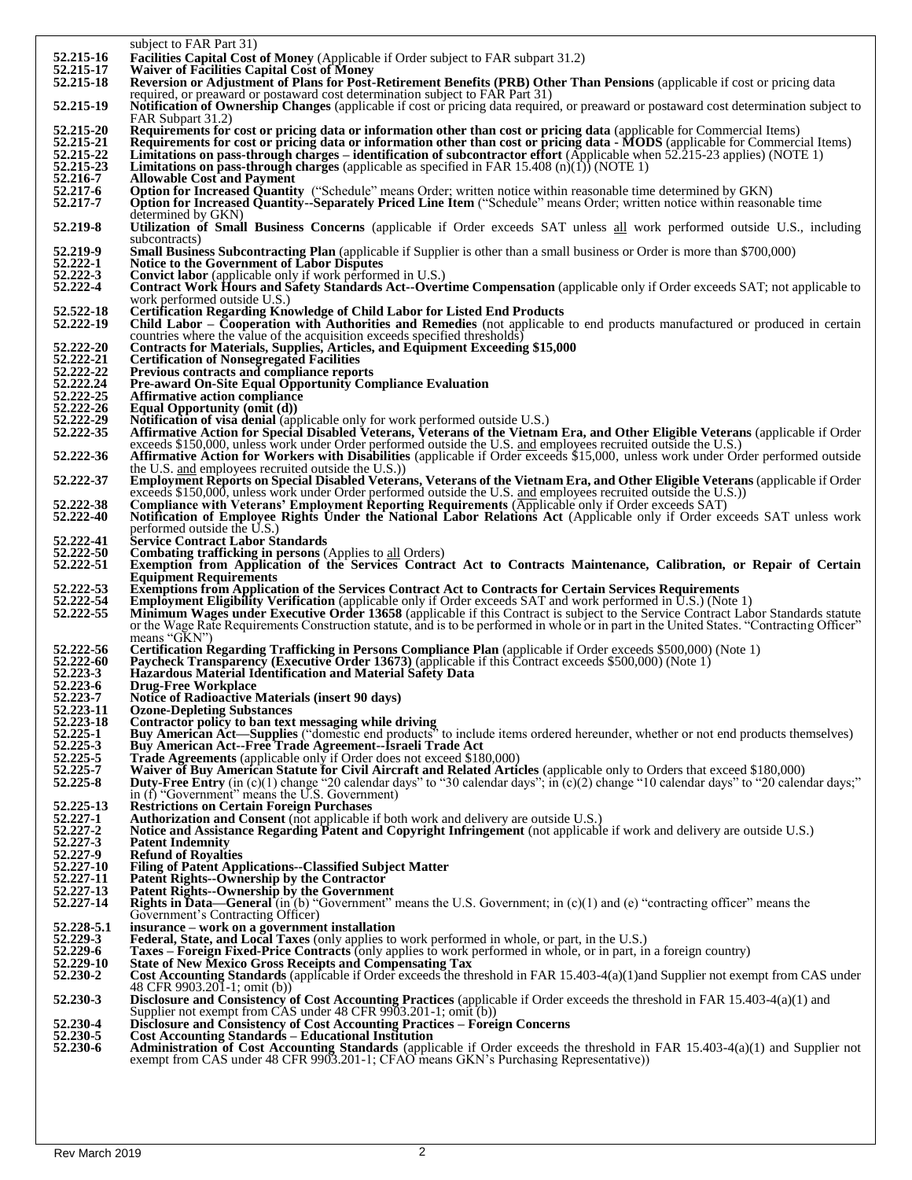subject to FAR Part 31)

**52.215-16** **Facilities Capital Cost of Money** (Applicable if Order subject to FAR subpart 31.2)

**52.215-17** **Waiver of Facilities Capital Cost of Money**

**52.215-18** **Reversion or Adjustment of Plans for Post-Retirement Benefits (PRB) Other Than Pensions** (applicable if cost or pricing data required, or preaward or postaward cost determination subject to FAR Part 31)

**52.215-19** **Notification of Ownership Changes** (applicable if cost or pricing data required, or preaward or postaward cost determination subject to FAR Subpart 31.2)

**52.215-20** **Requirements for cost or pricing data or information other than cost or pricing data** (applicable for Commercial Items)

**52.215-21** **Requirements for cost or pricing data or information other than cost or pricing data - MODS** (applicable for Commercial Items)

**52.215-22** **Limitations on pass-through charges – identification of subcontractor effort** (Applicable when 52.215-23 applies) (NOTE 1)

**52.215-23** **Limitations on pass-through charges** (applicable as specified in FAR 15.408 (n)(1)) (NOTE 1)

**52.216-7** **Allowable Cost and Payment**

**52.217-6** **Option for Increased Quantity** ("Schedule" means Order; written notice within reasonable time determined by GKN)

**52.217-7** **Option for Increased Quantity--Separately Priced Line Item** ("Schedule" means Order; written notice within reasonable time determined by GKN)

**52.219-8** **Utilization of Small Business Concerns** (applicable if Order exceeds SAT unless all work performed outside U.S., including subcontracts)

**52.219-9** **Small Business Subcontracting Plan** (applicable if Supplier is other than a small business or Order is more than $700,000)

**52.222-1** **Notice to the Government of Labor Disputes**

**52.222-3** **Convict labor** (applicable only if work performed in U.S.)

**52.222-4** **Contract Work Hours and Safety Standards Act--Overtime Compensation** (applicable only if Order exceeds SAT; not applicable to work performed outside U.S.)

**52.522-18** **Certification Regarding Knowledge of Child Labor for Listed End Products**

**52.222-19** **Child Labor – Cooperation with Authorities and Remedies** (not applicable to end products manufactured or produced in certain countries where the value of the acquisition exceeds specified thresholds)

**52.222-20** **Contracts for Materials, Supplies, Articles, and Equipment Exceeding $15,000**

**52.222-21** **Certification of Nonsegregated Facilities**

**52.222-22** **Previous contracts and compliance reports**

**52.222.24** **Pre-award On-Site Equal Opportunity Compliance Evaluation**

**52.222-25** **Affirmative action compliance**

**52.222-26** **Equal Opportunity (omit (d))**

**52.222-29** **Notification of visa denial** (applicable only for work performed outside U.S.)

**52.222-35** **Affirmative Action for Special Disabled Veterans, Veterans of the Vietnam Era, and Other Eligible Veterans** (applicable if Order exceeds $150,000, unless work under Order performed outside the U.S. and employees recruited outside the U.S.)

**52.222-36** **Affirmative Action for Workers with Disabilities** (applicable if Order exceeds $15,000, unless work under Order performed outside the U.S. and employees recruited outside the U.S.))

**52.222-37** **Employment Reports on Special Disabled Veterans, Veterans of the Vietnam Era, and Other Eligible Veterans** (applicable if Order exceeds $150,000, unless work under Order performed outside the U.S. and employees recruited outside the U.S.))

**52.222-38** **Compliance with Veterans' Employment Reporting Requirements** (Applicable only if Order exceeds SAT)

**52.222-40** **Notification of Employee Rights Under the National Labor Relations Act** (Applicable only if Order exceeds SAT unless work performed outside the U.S.)

**52.222-41** **Service Contract Labor Standards**

**52.222-50** **Combating trafficking in persons** (Applies to all Orders)

**52.222-51** **Exemption from Application of the Services Contract Act to Contracts Maintenance, Calibration, or Repair of Certain Equipment Requirements**

**52.222-53** **Exemptions from Application of the Services Contract Act to Contracts for Certain Services Requirements**

**52.222-54** **Employment Eligibility Verification** (applicable only if Order exceeds SAT and work performed in U.S.) (Note 1)

**52.222-55** **Minimum Wages under Executive Order 13658** (applicable if this Contract is subject to the Service Contract Labor Standards statute or the Wage Rate Requirements Construction statute, and is to be performed in whole or in part in the United States. "Contracting Officer" means "GKN")

**52.222-56** **Certification Regarding Trafficking in Persons Compliance Plan** (applicable if Order exceeds $500,000) (Note 1)

**52.222-60** **Paycheck Transparency (Executive Order 13673)** (applicable if this Contract exceeds $500,000) (Note 1)

**52.223-3** **Hazardous Material Identification and Material Safety Data**

**52.223-6** **Drug-Free Workplace**

**52.223-7** **Notice of Radioactive Materials (insert 90 days)**

**52.223-11** **Ozone-Depleting Substances**

**52.223-18** **Contractor policy to ban text messaging while driving**

**52.225-1** **Buy American Act—Supplies** ("domestic end products" to include items ordered hereunder, whether or not end products themselves)

**52.225-3** **Buy American Act--Free Trade Agreement--Israeli Trade Act**

**52.225-5** **Trade Agreements** (applicable only if Order does not exceed $180,000)

**52.225-7** **Waiver of Buy American Statute for Civil Aircraft and Related Articles** (applicable only to Orders that exceed $180,000)

**52.225-8** **Duty-Free Entry** (in (c)(1) change "20 calendar days" to "30 calendar days"; in (c)(2) change "10 calendar days" to "20 calendar days;" in (f) "Government" means the U.S. Government)

**52.225-13** **Restrictions on Certain Foreign Purchases**

**52.227-1** **Authorization and Consent** (not applicable if both work and delivery are outside U.S.)

**52.227-2** **Notice and Assistance Regarding Patent and Copyright Infringement** (not applicable if work and delivery are outside U.S.)

**52.227-3** **Patent Indemnity**

**52.227-9** **Refund of Royalties**

**52.227-10** **Filing of Patent Applications--Classified Subject Matter**

**52.227-11** **Patent Rights--Ownership by the Contractor**

**52.227-13** **Patent Rights--Ownership by the Government**

**52.227-14** **Rights in Data—General** (in (b) "Government" means the U.S. Government; in (c)(1) and (e) "contracting officer" means the Government's Contracting Officer)

**52.228-5.1** **insurance – work on a government installation**

**52.229-3** **Federal, State, and Local Taxes** (only applies to work performed in whole, or part, in the U.S.)

**52.229-6** **Taxes – Foreign Fixed-Price Contracts** (only applies to work performed in whole, or in part, in a foreign country)

**52.229-10** **State of New Mexico Gross Receipts and Compensating Tax**

**52.230-2** **Cost Accounting Standards** (applicable if Order exceeds the threshold in FAR 15.403-4(a)(1)and Supplier not exempt from CAS under 48 CFR 9903.201-1; omit (b))

**52.230-3** **Disclosure and Consistency of Cost Accounting Practices** (applicable if Order exceeds the threshold in FAR 15.403-4(a)(1) and Supplier not exempt from CAS under 48 CFR 9903.201-1; omit (b))

**52.230-4** **Disclosure and Consistency of Cost Accounting Practices – Foreign Concerns**

**52.230-5** **Cost Accounting Standards – Educational Institution**

**52.230-6** **Administration of Cost Accounting Standards** (applicable if Order exceeds the threshold in FAR 15.403-4(a)(1) and Supplier not exempt from CAS under 48 CFR 9903.201-1; CFAO means GKN's Purchasing Representative))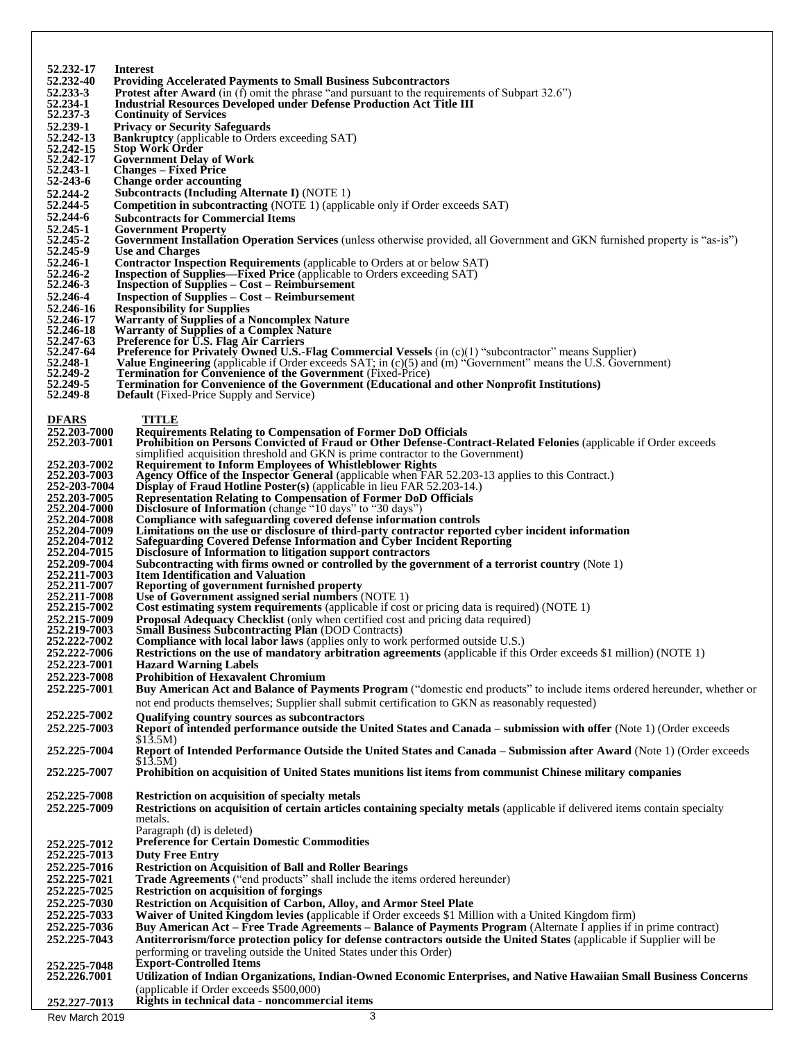**52.232-17** **Interest**
**52.232-40** **Providing Accelerated Payments to Small Business Subcontractors**
**52.233-3** **Protest after Award** (in (f) omit the phrase "and pursuant to the requirements of Subpart 32.6")
**52.234-1** **Industrial Resources Developed under Defense Production Act Title III**
**52.237-3** **Continuity of Services**
**52.239-1** **Privacy or Security Safeguards**
**52.242-13** **Bankruptcy** (applicable to Orders exceeding SAT)
**52.242-15** **Stop Work Order**
**52.242-17** **Government Delay of Work**
**52.243-1** **Changes – Fixed Price**
**52-243-6** **Change order accounting**
**52.244-2** **Subcontracts (Including Alternate I)** (NOTE 1)
**52.244-5** **Competition in subcontracting** (NOTE 1) (applicable only if Order exceeds SAT)
**52.244-6** **Subcontracts for Commercial Items**
**52.245-1** **Government Property**
**52.245-2** **Government Installation Operation Services** (unless otherwise provided, all Government and GKN furnished property is "as-is")
**52.245-9** **Use and Charges**
**52.246-1** **Contractor Inspection Requirements** (applicable to Orders at or below SAT)
**52.246-2** **Inspection of Supplies—Fixed Price** (applicable to Orders exceeding SAT)
**52.246-3** **Inspection of Supplies – Cost – Reimbursement**
**52.246-4** **Inspection of Supplies – Cost – Reimbursement**
**52.246-16** **Responsibility for Supplies**
**52.246-17** **Warranty of Supplies of a Noncomplex Nature**
**52.246-18** **Warranty of Supplies of a Complex Nature**
**52.247-63** **Preference for U.S. Flag Air Carriers**
**52.247-64** **Preference for Privately Owned U.S.-Flag Commercial Vessels** (in (c)(1) "subcontractor" means Supplier)
**52.248-1** **Value Engineering** (applicable if Order exceeds SAT; in (c)(5) and (m) "Government" means the U.S. Government)
**52.249-2** **Termination for Convenience of the Government** (Fixed-Price)
**52.249-5** **Termination for Convenience of the Government (Educational and other Nonprofit Institutions)**
**52.249-8** **Default** (Fixed-Price Supply and Service)

| DFARS | TITLE |
|---|---|
| 252.203-7000 | **Requirements Relating to Compensation of Former DoD Officials** |
| 252.203-7001 | **Prohibition on Persons Convicted of Fraud or Other Defense-Contract-Related Felonies** (applicable if Order exceeds simplified acquisition threshold and GKN is prime contractor to the Government) |
| 252.203-7002 | **Requirement to Inform Employees of Whistleblower Rights** |
| 252.203-7003 | **Agency Office of the Inspector General** (applicable when FAR 52.203-13 applies to this Contract.) |
| 252-203-7004 | **Display of Fraud Hotline Poster(s)** (applicable in lieu FAR 52.203-14.) |
| 252.203-7005 | **Representation Relating to Compensation of Former DoD Officials** |
| 252.204-7000 | **Disclosure of Information** (change "10 days" to "30 days") |
| 252.204-7008 | **Compliance with safeguarding covered defense information controls** |
| 252.204-7009 | **Limitations on the use or disclosure of third-party contractor reported cyber incident information** |
| 252.204-7012 | **Safeguarding Covered Defense Information and Cyber Incident Reporting** |
| 252.204-7015 | **Disclosure of Information to litigation support contractors** |
| 252.209-7004 | **Subcontracting with firms owned or controlled by the government of a terrorist country** (Note 1) |
| 252.211-7003 | **Item Identification and Valuation** |
| 252.211-7007 | **Reporting of government furnished property** |
| 252.211-7008 | **Use of Government assigned serial numbers** (NOTE 1) |
| 252.215-7002 | **Cost estimating system requirements** (applicable if cost or pricing data is required) (NOTE 1) |
| 252.215-7009 | **Proposal Adequacy Checklist** (only when certified cost and pricing data required) |
| 252.219-7003 | **Small Business Subcontracting Plan** (DOD Contracts) |
| 252.222-7002 | **Compliance with local labor laws** (applies only to work performed outside U.S.) |
| 252.222-7006 | **Restrictions on the use of mandatory arbitration agreements** (applicable if this Order exceeds $1 million) (NOTE 1) |
| 252.223-7001 | **Hazard Warning Labels** |
| 252.223-7008 | **Prohibition of Hexavalent Chromium** |
| 252.225-7001 | **Buy American Act and Balance of Payments Program** ("domestic end products" to include items ordered hereunder, whether or not end products themselves; Supplier shall submit certification to GKN as reasonably requested) |
| 252.225-7002 | **Qualifying country sources as subcontractors** |
| 252.225-7003 | **Report of intended performance outside the United States and Canada – submission with offer** (Note 1) (Order exceeds $13.5M) |
| 252.225-7004 | **Report of Intended Performance Outside the United States and Canada – Submission after Award** (Note 1) (Order exceeds $13.5M) |
| 252.225-7007 | **Prohibition on acquisition of United States munitions list items from communist Chinese military companies** |
| 252.225-7008 | **Restriction on acquisition of specialty metals** |
| 252.225-7009 | **Restrictions on acquisition of certain articles containing specialty metals** (applicable if delivered items contain specialty metals. Paragraph (d) is deleted) |
| 252.225-7012 | **Preference for Certain Domestic Commodities** |
| 252.225-7013 | **Duty Free Entry** |
| 252.225-7016 | **Restriction on Acquisition of Ball and Roller Bearings** |
| 252.225-7021 | **Trade Agreements** ("end products" shall include the items ordered hereunder) |
| 252.225-7025 | **Restriction on acquisition of forgings** |
| 252.225-7030 | **Restriction on Acquisition of Carbon, Alloy, and Armor Steel Plate** |
| 252.225-7033 | **Waiver of United Kingdom levies** (applicable if Order exceeds $1 Million with a United Kingdom firm) |
| 252.225-7036 | **Buy American Act – Free Trade Agreements – Balance of Payments Program** (Alternate I applies if in prime contract) |
| 252.225-7043 | **Antiterrorism/force protection policy for defense contractors outside the United States** (applicable if Supplier will be performing or traveling outside the United States under this Order) |
| 252.225-7048 | **Export-Controlled Items** |
| 252.226.7001 | **Utilization of Indian Organizations, Indian-Owned Economic Enterprises, and Native Hawaiian Small Business Concerns** (applicable if Order exceeds $500,000) |
| 252.227-7013 | **Rights in technical data - noncommercial items** |

Rev March 2019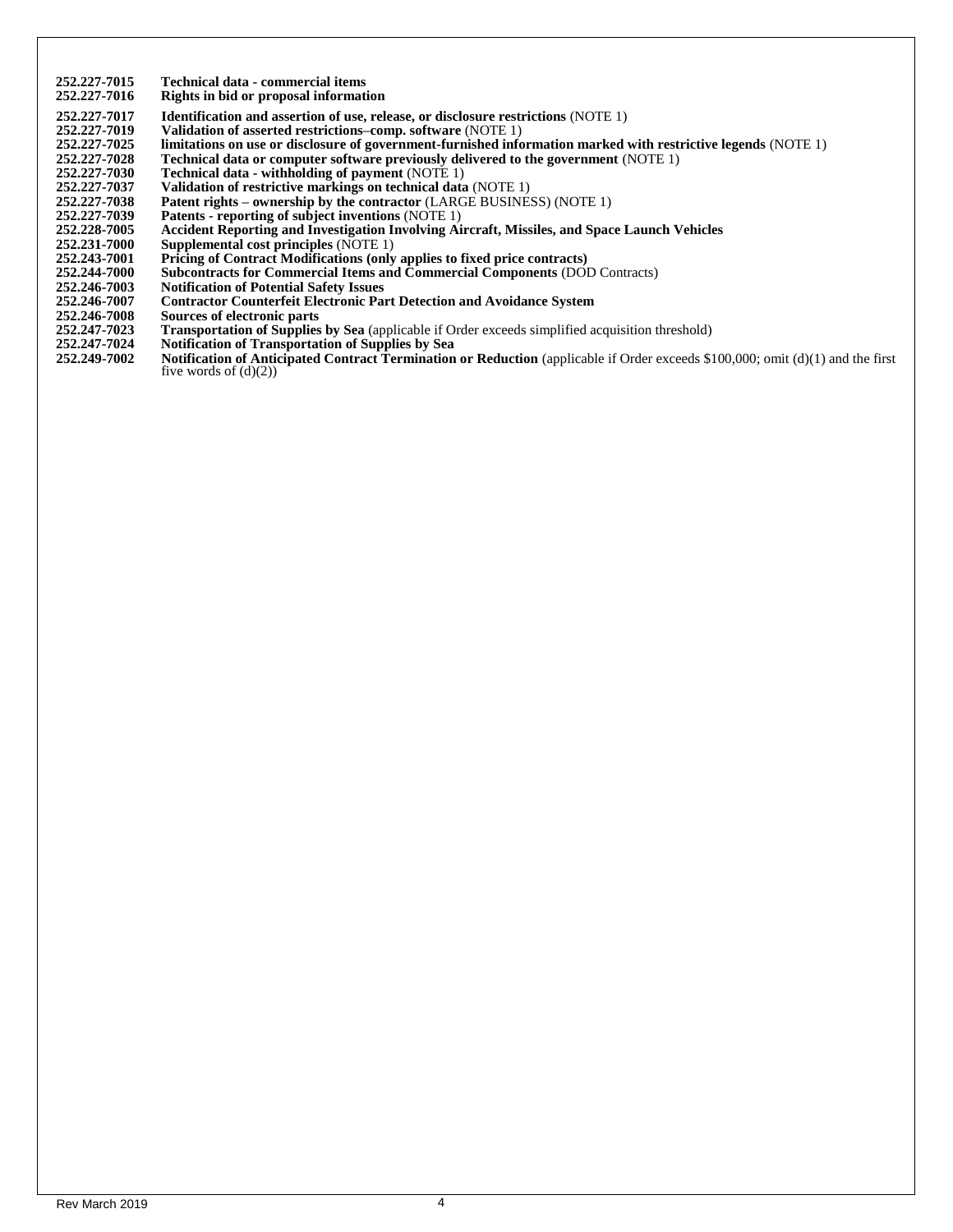**252.227-7015** **Technical data - commercial items**
**252.227-7016** **Rights in bid or proposal information**

**252.227-7017** **Identification and assertion of use, release, or disclosure restrictions** (NOTE 1)
**252.227-7019** **Validation of asserted restrictions–comp. software** (NOTE 1)
**252.227-7025** **limitations on use or disclosure of government-furnished information marked with restrictive legends** (NOTE 1)
**252.227-7028** **Technical data or computer software previously delivered to the government** (NOTE 1)
**252.227-7030** **Technical data - withholding of payment** (NOTE 1)
**252.227-7037** **Validation of restrictive markings on technical data** (NOTE 1)
**252.227-7038** **Patent rights – ownership by the contractor** (LARGE BUSINESS) (NOTE 1)
**252.227-7039** **Patents - reporting of subject inventions** (NOTE 1)
**252.228-7005** **Accident Reporting and Investigation Involving Aircraft, Missiles, and Space Launch Vehicles**
**252.231-7000** **Supplemental cost principles** (NOTE 1)
**252.243-7001** **Pricing of Contract Modifications (only applies to fixed price contracts)**
**252.244-7000** **Subcontracts for Commercial Items and Commercial Components** (DOD Contracts)
**252.246-7003** **Notification of Potential Safety Issues**
**252.246-7007** **Contractor Counterfeit Electronic Part Detection and Avoidance System**
**252.246-7008** **Sources of electronic parts**
**252.247-7023** **Transportation of Supplies by Sea** (applicable if Order exceeds simplified acquisition threshold)
**252.247-7024** **Notification of Transportation of Supplies by Sea**
**252.249-7002** **Notification of Anticipated Contract Termination or Reduction** (applicable if Order exceeds $100,000; omit (d)(1) and the first five words of (d)(2))

Rev March 2019